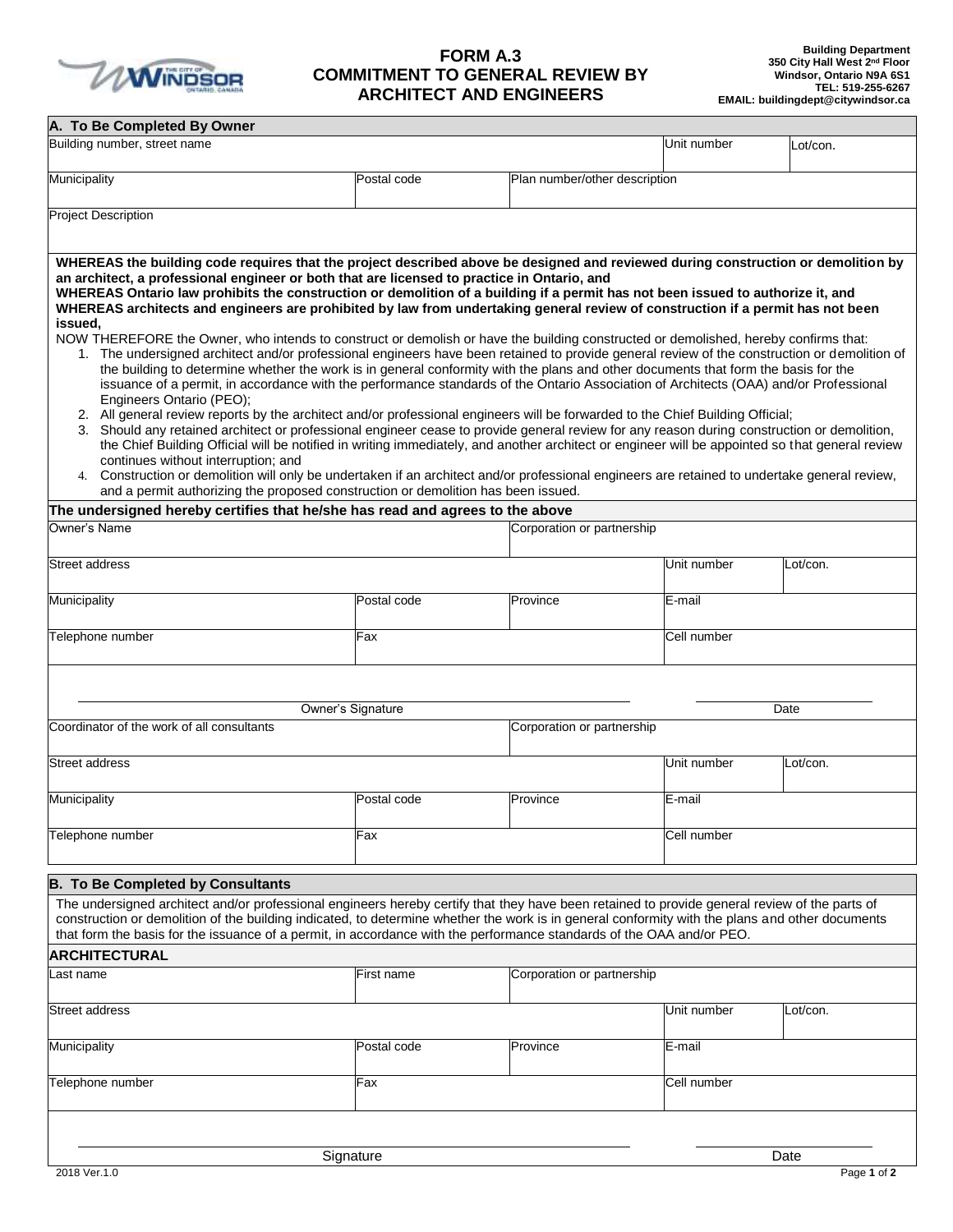# FORM A.3
# COMMITMENT TO GENERAL REVIEW BY ARCHITECT AND ENGINEERS

**Building Department**
**350 City Hall West 2nd Floor**
**Windsor, Ontario N9A 6S1**
**TEL: 519-255-6267**
**EMAIL: buildingdept@citywindsor.ca**

## A. To Be Completed By Owner

| Building number, street name | | | Unit number | Lot/con. |
|---|---|---|---|---|
| | | | | |

| Municipality | Postal code | Plan number/other description |
|---|---|---|
| | | |

| Project Description |
|---|
| |

**WHEREAS the building code requires that the project described above be designed and reviewed during construction or demolition by an architect, a professional engineer or both that are licensed to practice in Ontario, and**
**WHEREAS Ontario law prohibits the construction or demolition of a building if a permit has not been issued to authorize it, and**
**WHEREAS architects and engineers are prohibited by law from undertaking general review of construction if a permit has not been issued,**

NOW THEREFORE the Owner, who intends to construct or demolish or have the building constructed or demolished, hereby confirms that:

1. The undersigned architect and/or professional engineers have been retained to provide general review of the construction or demolition of the building to determine whether the work is in general conformity with the plans and other documents that form the basis for the issuance of a permit, in accordance with the performance standards of the Ontario Association of Architects (OAA) and/or Professional Engineers Ontario (PEO);
2. All general review reports by the architect and/or professional engineers will be forwarded to the Chief Building Official;
3. Should any retained architect or professional engineer cease to provide general review for any reason during construction or demolition, the Chief Building Official will be notified in writing immediately, and another architect or engineer will be appointed so that general review continues without interruption; and
4. Construction or demolition will only be undertaken if an architect and/or professional engineers are retained to undertake general review, and a permit authorizing the proposed construction or demolition has been issued.

**The undersigned hereby certifies that he/she has read and agrees to the above**

| Owner's Name | | Corporation or partnership | | |
|---|---|---|---|---|
| **Street address** | | | **Unit number** | **Lot/con.** |
| **Municipality** | **Postal code** | **Province** | **E-mail** | |
| **Telephone number** | **Fax** | | **Cell number** | |

Owner's Signature ______________________ Date ____________

| Coordinator of the work of all consultants | | Corporation or partnership | | |
|---|---|---|---|---|
| **Street address** | | | **Unit number** | **Lot/con.** |
| **Municipality** | **Postal code** | **Province** | **E-mail** | |
| **Telephone number** | **Fax** | | **Cell number** | |

## B. To Be Completed by Consultants

The undersigned architect and/or professional engineers hereby certify that they have been retained to provide general review of the parts of construction or demolition of the building indicated, to determine whether the work is in general conformity with the plans and other documents that form the basis for the issuance of a permit, in accordance with the performance standards of the OAA and/or PEO.

### ARCHITECTURAL

| Last name | First name | Corporation or partnership | | |
|---|---|---|---|---|
| **Street address** | | | **Unit number** | **Lot/con.** |
| **Municipality** | **Postal code** | **Province** | **E-mail** | |
| **Telephone number** | **Fax** | | **Cell number** | |

Signature ______________________ Date ____________

2018 Ver.1.0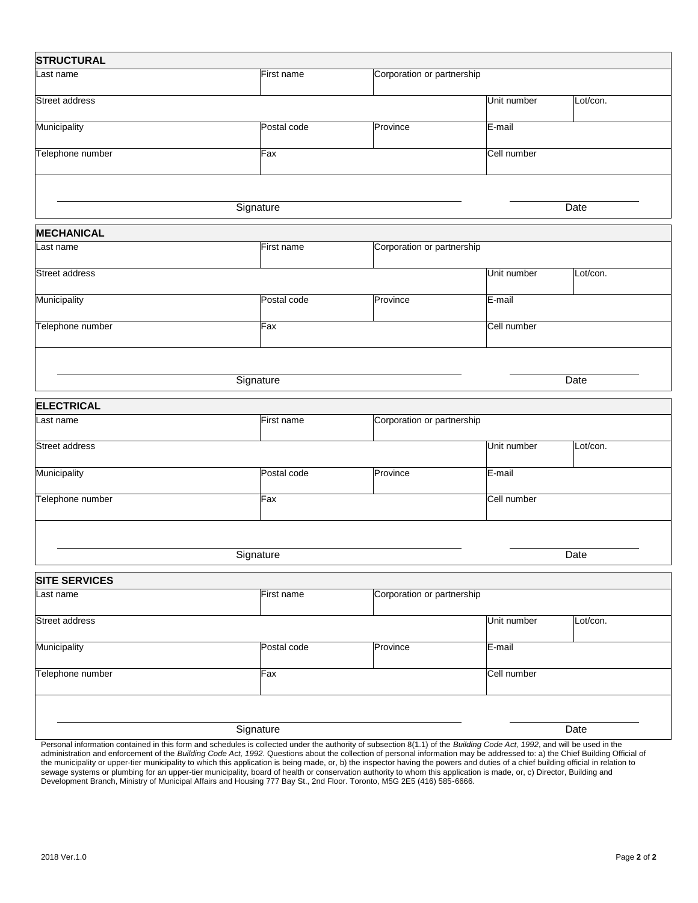## STRUCTURAL

| | | | | |
|---|---|---|---|---|
| Last name | First name | Corporation or partnership | | |
| Street address | | | Unit number | Lot/con. |
| Municipality | Postal code | Province | E-mail | |
| Telephone number | Fax | | Cell number | |

Signature Date

## MECHANICAL

| | | | | |
|---|---|---|---|---|
| Last name | First name | Corporation or partnership | | |
| Street address | | | Unit number | Lot/con. |
| Municipality | Postal code | Province | E-mail | |
| Telephone number | Fax | | Cell number | |

Signature Date

## ELECTRICAL

| | | | | |
|---|---|---|---|---|
| Last name | First name | Corporation or partnership | | |
| Street address | | | Unit number | Lot/con. |
| Municipality | Postal code | Province | E-mail | |
| Telephone number | Fax | | Cell number | |

Signature Date

## SITE SERVICES

| | | | | |
|---|---|---|---|---|
| Last name | First name | Corporation or partnership | | |
| Street address | | | Unit number | Lot/con. |
| Municipality | Postal code | Province | E-mail | |
| Telephone number | Fax | | Cell number | |

Signature Date

Personal information contained in this form and schedules is collected under the authority of subsection 8(1.1) of the *Building Code Act, 1992*, and will be used in the administration and enforcement of the *Building Code Act, 1992*. Questions about the collection of personal information may be addressed to: a) the Chief Building Official of the municipality or upper-tier municipality to which this application is being made, or, b) the inspector having the powers and duties of a chief building official in relation to sewage systems or plumbing for an upper-tier municipality, board of health or conservation authority to whom this application is made, or, c) Director, Building and Development Branch, Ministry of Municipal Affairs and Housing 777 Bay St., 2nd Floor. Toronto, M5G 2E5 (416) 585-6666.

2018 Ver.1.0